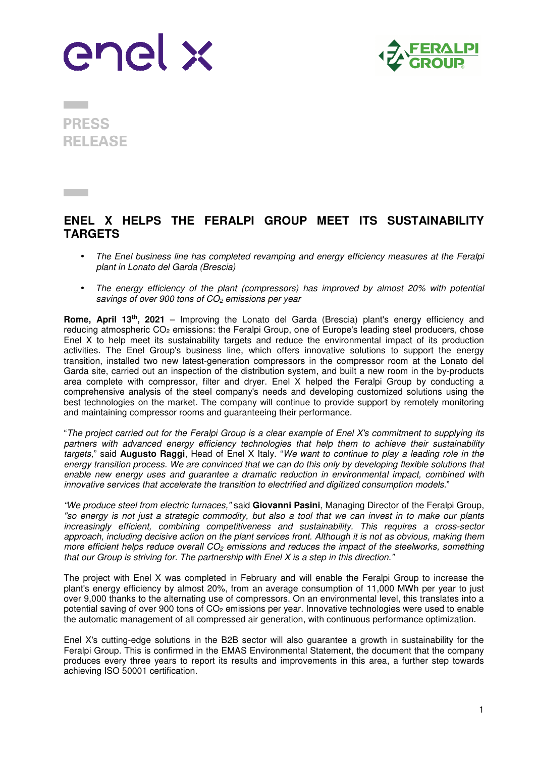PRESS RELEASE

# ENEL X HELPS THE FERALPI GROUP MEET ITS SUSTAINABILITY TARGETS

- *The Enel business line has completed revamping and energy efficiency measures at the Feralpi plant in Lonato del Garda (Brescia)*
- *The energy efficiency of the plant (compressors) has improved by almost 20% with potential savings of over 900 tons of $CO_2$ emissions per year*

**Rome, April 13th, 2021** – Improving the Lonato del Garda (Brescia) plant's energy efficiency and reducing atmospheric $CO_2$ emissions: the Feralpi Group, one of Europe's leading steel producers, chose Enel X to help meet its sustainability targets and reduce the environmental impact of its production activities. The Enel Group's business line, which offers innovative solutions to support the energy transition, installed two new latest-generation compressors in the compressor room at the Lonato del Garda site, carried out an inspection of the distribution system, and built a new room in the by-products area complete with compressor, filter and dryer. Enel X helped the Feralpi Group by conducting a comprehensive analysis of the steel company's needs and developing customized solutions using the best technologies on the market. The company will continue to provide support by remotely monitoring and maintaining compressor rooms and guaranteeing their performance.

"*The project carried out for the Feralpi Group is a clear example of Enel X's commitment to supplying its partners with advanced energy efficiency technologies that help them to achieve their sustainability targets,*" said **Augusto Raggi**, Head of Enel X Italy. "*We want to continue to play a leading role in the energy transition process. We are convinced that we can do this only by developing flexible solutions that enable new energy uses and guarantee a dramatic reduction in environmental impact, combined with innovative services that accelerate the transition to electrified and digitized consumption models.*"

*"We produce steel from electric furnaces,"* said **Giovanni Pasini**, Managing Director of the Feralpi Group, *"so energy is not just a strategic commodity, but also a tool that we can invest in to make our plants increasingly efficient, combining competitiveness and sustainability. This requires a cross-sector approach, including decisive action on the plant services front. Although it is not as obvious, making them more efficient helps reduce overall $CO_2$ emissions and reduces the impact of the steelworks, something that our Group is striving for. The partnership with Enel X is a step in this direction."*

The project with Enel X was completed in February and will enable the Feralpi Group to increase the plant's energy efficiency by almost 20%, from an average consumption of 11,000 MWh per year to just over 9,000 thanks to the alternating use of compressors. On an environmental level, this translates into a potential saving of over 900 tons of $CO_2$ emissions per year. Innovative technologies were used to enable the automatic management of all compressed air generation, with continuous performance optimization.

Enel X's cutting-edge solutions in the B2B sector will also guarantee a growth in sustainability for the Feralpi Group. This is confirmed in the EMAS Environmental Statement, the document that the company produces every three years to report its results and improvements in this area, a further step towards achieving ISO 50001 certification.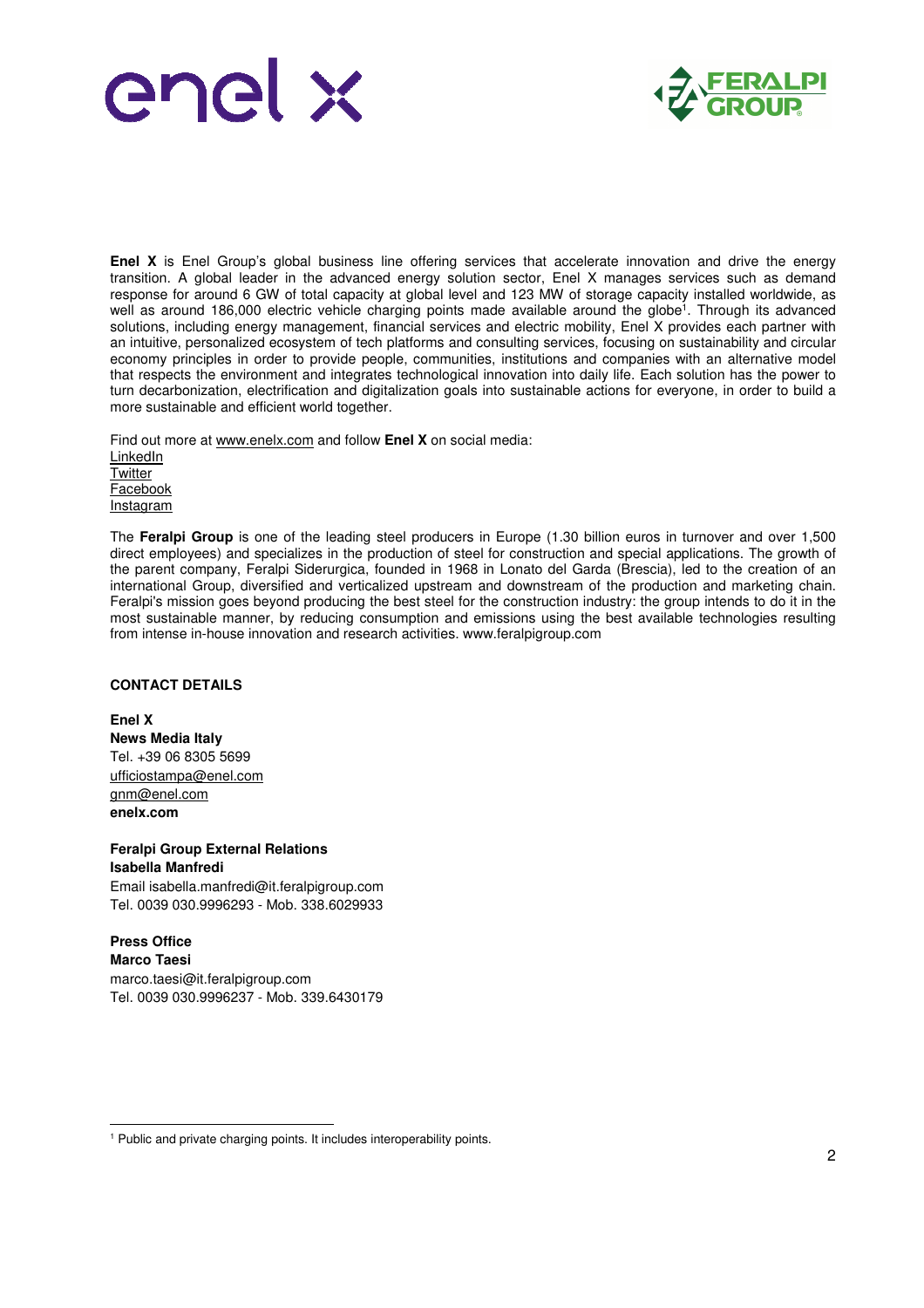**Enel X** is Enel Group's global business line offering services that accelerate innovation and drive the energy transition. A global leader in the advanced energy solution sector, Enel X manages services such as demand response for around 6 GW of total capacity at global level and 123 MW of storage capacity installed worldwide, as well as around 186,000 electric vehicle charging points made available around the globe[1]. Through its advanced solutions, including energy management, financial services and electric mobility, Enel X provides each partner with an intuitive, personalized ecosystem of tech platforms and consulting services, focusing on sustainability and circular economy principles in order to provide people, communities, institutions and companies with an alternative model that respects the environment and integrates technological innovation into daily life. Each solution has the power to turn decarbonization, electrification and digitalization goals into sustainable actions for everyone, in order to build a more sustainable and efficient world together.

Find out more at www.enelx.com and follow **Enel X** on social media:
LinkedIn
Twitter
Facebook
Instagram

The **Feralpi Group** is one of the leading steel producers in Europe (1.30 billion euros in turnover and over 1,500 direct employees) and specializes in the production of steel for construction and special applications. The growth of the parent company, Feralpi Siderurgica, founded in 1968 in Lonato del Garda (Brescia), led to the creation of an international Group, diversified and verticalized upstream and downstream of the production and marketing chain. Feralpi's mission goes beyond producing the best steel for the construction industry: the group intends to do it in the most sustainable manner, by reducing consumption and emissions using the best available technologies resulting from intense in-house innovation and research activities. www.feralpigroup.com

**CONTACT DETAILS**

**Enel X**
**News Media Italy**
Tel. +39 06 8305 5699
ufficiostampa@enel.com
gnm@enel.com
**enelx.com**

**Feralpi Group External Relations**
**Isabella Manfredi**
Email isabella.manfredi@it.feralpigroup.com
Tel. 0039 030.9996293 - Mob. 338.6029933

**Press Office**
**Marco Taesi**
marco.taesi@it.feralpigroup.com
Tel. 0039 030.9996237 - Mob. 339.6430179

[1] Public and private charging points. It includes interoperability points.